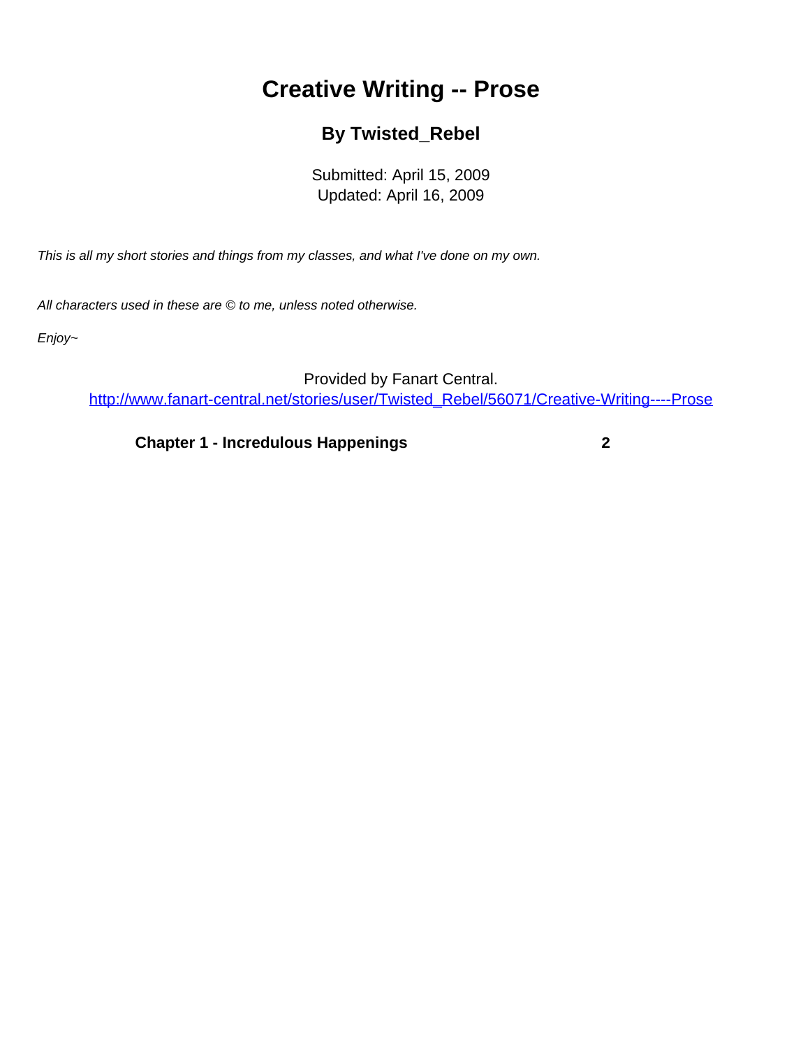# Creative Writing -- Prose

### By Twisted_Rebel

Submitted: April 15, 2009
Updated: April 16, 2009

*This is all my short stories and things from my classes, and what I've done on my own.*

*All characters used in these are © to me, unless noted otherwise.*

*Enjoy~*

Provided by Fanart Central.
[http://www.fanart-central.net/stories/user/Twisted_Rebel/56071/Creative-Writing----Prose](http://www.fanart-central.net/stories/user/Twisted_Rebel/56071/Creative-Writing----Prose)

| | |
|---|---|
| **Chapter 1 - Incredulous Happenings** | **2** |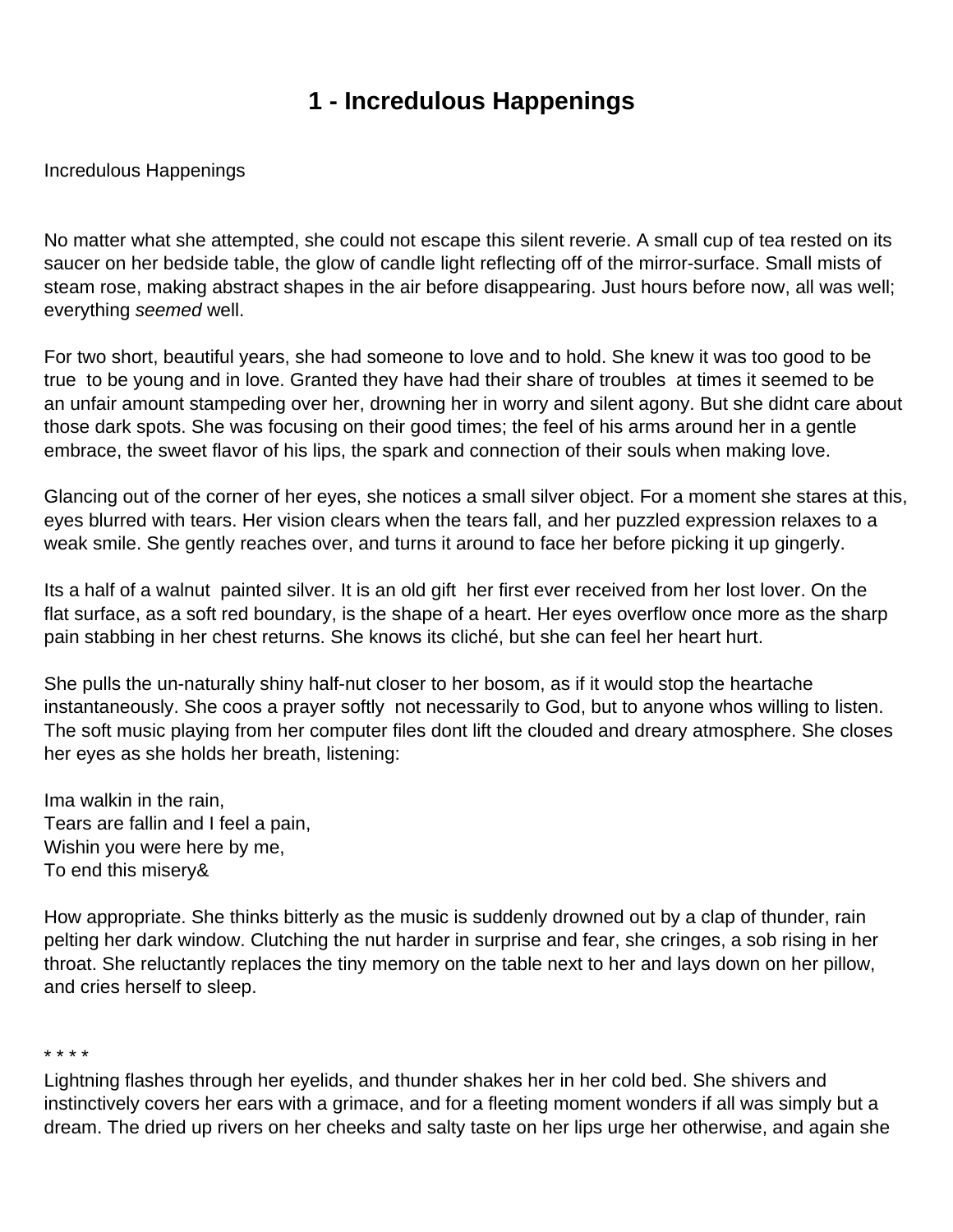# 1 - Incredulous Happenings

Incredulous Happenings

No matter what she attempted, she could not escape this silent reverie. A small cup of tea rested on its saucer on her bedside table, the glow of candle light reflecting off of the mirror-surface. Small mists of steam rose, making abstract shapes in the air before disappearing. Just hours before now, all was well; everything *seemed* well.

For two short, beautiful years, she had someone to love and to hold. She knew it was too good to be true  to be young and in love. Granted they have had their share of troubles  at times it seemed to be an unfair amount stampeding over her, drowning her in worry and silent agony. But she didnt care about those dark spots. She was focusing on their good times; the feel of his arms around her in a gentle embrace, the sweet flavor of his lips, the spark and connection of their souls when making love.

Glancing out of the corner of her eyes, she notices a small silver object. For a moment she stares at this, eyes blurred with tears. Her vision clears when the tears fall, and her puzzled expression relaxes to a weak smile. She gently reaches over, and turns it around to face her before picking it up gingerly.

Its a half of a walnut  painted silver. It is an old gift  her first ever received from her lost lover. On the flat surface, as a soft red boundary, is the shape of a heart. Her eyes overflow once more as the sharp pain stabbing in her chest returns. She knows its cliché, but she can feel her heart hurt.

She pulls the un-naturally shiny half-nut closer to her bosom, as if it would stop the heartache instantaneously. She coos a prayer softly  not necessarily to God, but to anyone whos willing to listen. The soft music playing from her computer files dont lift the clouded and dreary atmosphere. She closes her eyes as she holds her breath, listening:

Ima walkin in the rain,
Tears are fallin and I feel a pain,
Wishin you were here by me,
To end this misery&

How appropriate. She thinks bitterly as the music is suddenly drowned out by a clap of thunder, rain pelting her dark window. Clutching the nut harder in surprise and fear, she cringes, a sob rising in her throat. She reluctantly replaces the tiny memory on the table next to her and lays down on her pillow, and cries herself to sleep.

* * * *

Lightning flashes through her eyelids, and thunder shakes her in her cold bed. She shivers and instinctively covers her ears with a grimace, and for a fleeting moment wonders if all was simply but a dream. The dried up rivers on her cheeks and salty taste on her lips urge her otherwise, and again she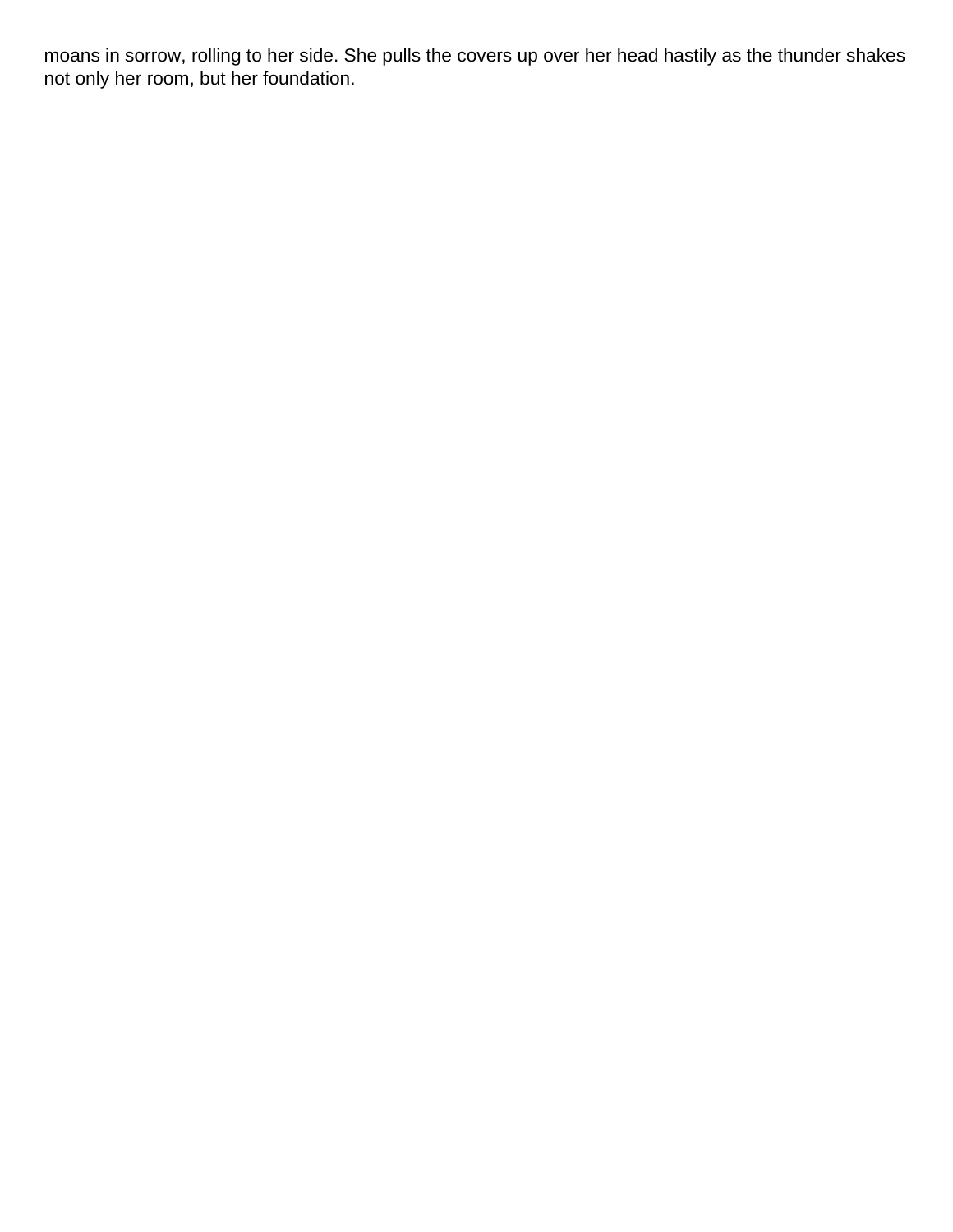moans in sorrow, rolling to her side. She pulls the covers up over her head hastily as the thunder shakes not only her room, but her foundation.